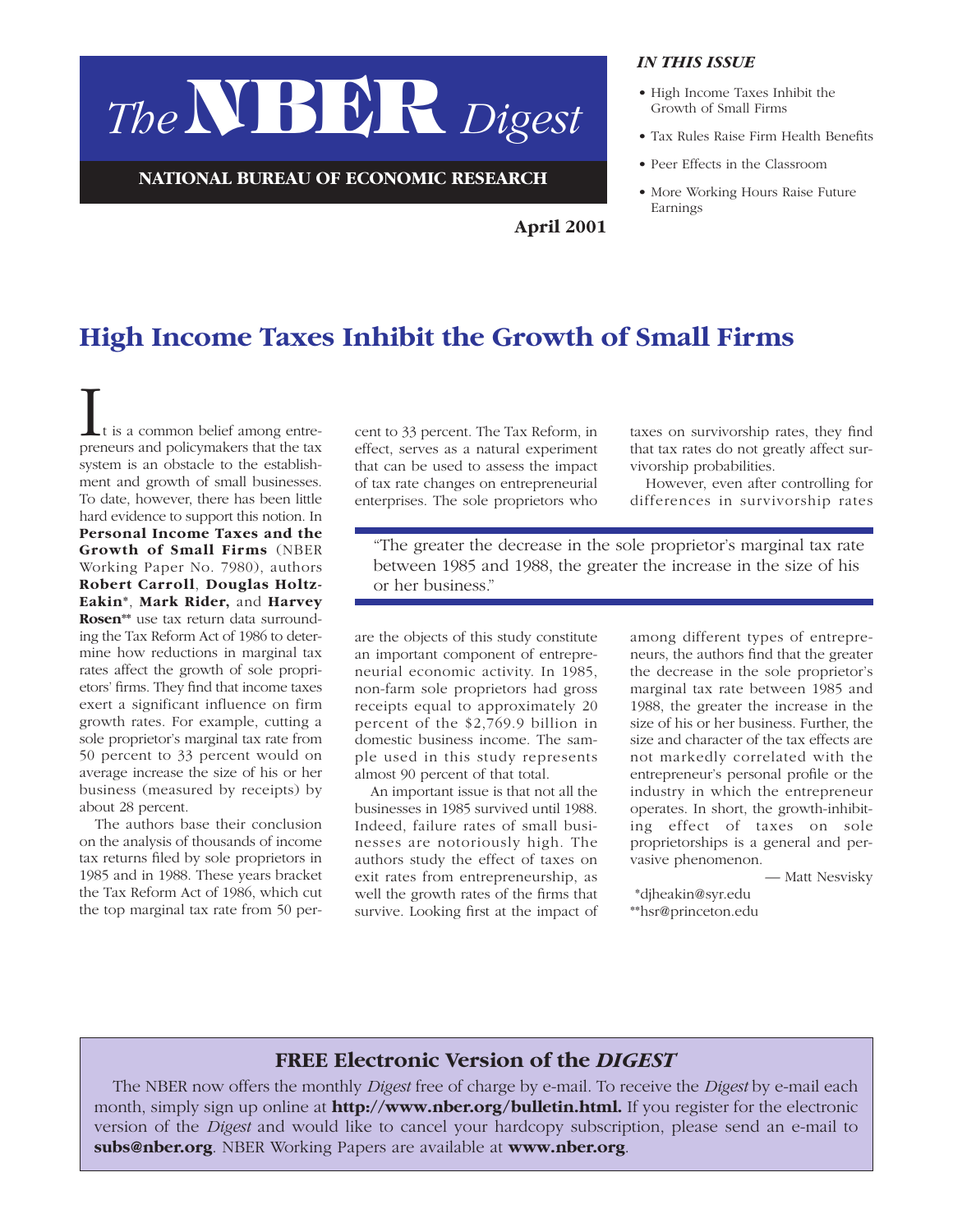# The NBER Digest

**NATIONAL BUREAU OF ECONOMIC RESEARCH**

**April 2001**

*IN THIS ISSUE*

- High Income Taxes Inhibit the Growth of Small Firms
- Tax Rules Raise Firm Health Benefits
- Peer Effects in the Classroom
- More Working Hours Raise Future Earnings

## High Income Taxes Inhibit the Growth of Small Firms

It is a common belief among entrepreneurs and policymakers that the tax system is an obstacle to the establishment and growth of small businesses. To date, however, there has been little hard evidence to support this notion. In **Personal Income Taxes and the Growth of Small Firms** (NBER Working Paper No. 7980), authors **Robert Carroll**, **Douglas Holtz-Eakin**\*, **Mark Rider,** and **Harvey Rosen**\*\* use tax return data surrounding the Tax Reform Act of 1986 to determine how reductions in marginal tax rates affect the growth of sole proprietors' firms. They find that income taxes exert a significant influence on firm growth rates. For example, cutting a sole proprietor's marginal tax rate from 50 percent to 33 percent would on average increase the size of his or her business (measured by receipts) by about 28 percent.

The authors base their conclusion on the analysis of thousands of income tax returns filed by sole proprietors in 1985 and in 1988. These years bracket the Tax Reform Act of 1986, which cut the top marginal tax rate from 50 percent to 33 percent. The Tax Reform, in effect, serves as a natural experiment that can be used to assess the impact of tax rate changes on entrepreneurial enterprises. The sole proprietors who are the objects of this study constitute an important component of entrepreneurial economic activity. In 1985, non-farm sole proprietors had gross receipts equal to approximately 20 percent of the $2,769.9 billion in domestic business income. The sample used in this study represents almost 90 percent of that total.

> "The greater the decrease in the sole proprietor's marginal tax rate between 1985 and 1988, the greater the increase in the size of his or her business."

An important issue is that not all the businesses in 1985 survived until 1988. Indeed, failure rates of small businesses are notoriously high. The authors study the effect of taxes on exit rates from entrepreneurship, as well the growth rates of the firms that survive. Looking first at the impact of taxes on survivorship rates, they find that tax rates do not greatly affect survivorship probabilities.

However, even after controlling for differences in survivorship rates among different types of entrepreneurs, the authors find that the greater the decrease in the sole proprietor's marginal tax rate between 1985 and 1988, the greater the increase in the size of his or her business. Further, the size and character of the tax effects are not markedly correlated with the entrepreneur's personal profile or the industry in which the entrepreneur operates. In short, the growth-inhibiting effect of taxes on sole proprietorships is a general and pervasive phenomenon.

— Matt Nesvisky

\*djheakin@syr.edu
\*\*hsr@princeton.edu

### FREE Electronic Version of the *DIGEST*

The NBER now offers the monthly *Digest* free of charge by e-mail. To receive the *Digest* by e-mail each month, simply sign up online at **http://www.nber.org/bulletin.html.** If you register for the electronic version of the *Digest* and would like to cancel your hardcopy subscription, please send an e-mail to **subs@nber.org**. NBER Working Papers are available at **www.nber.org**.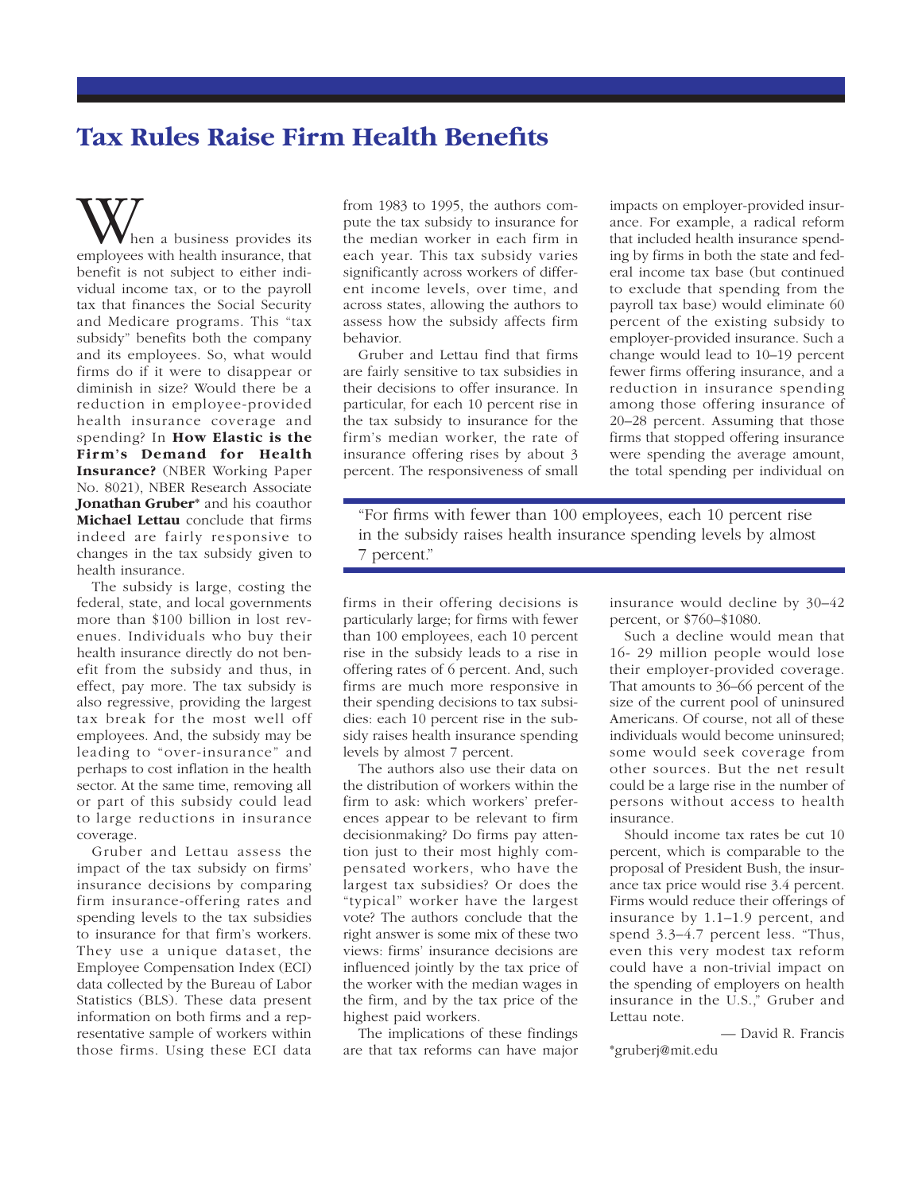# Tax Rules Raise Firm Health Benefits

When a business provides its employees with health insurance, that benefit is not subject to either individual income tax, or to the payroll tax that finances the Social Security and Medicare programs. This "tax subsidy" benefits both the company and its employees. So, what would firms do if it were to disappear or diminish in size? Would there be a reduction in employee-provided health insurance coverage and spending? In **How Elastic is the Firm's Demand for Health Insurance?** (NBER Working Paper No. 8021), NBER Research Associate **Jonathan Gruber*** and his coauthor **Michael Lettau** conclude that firms indeed are fairly responsive to changes in the tax subsidy given to health insurance.

The subsidy is large, costing the federal, state, and local governments more than $100 billion in lost revenues. Individuals who buy their health insurance directly do not benefit from the subsidy and thus, in effect, pay more. The tax subsidy is also regressive, providing the largest tax break for the most well off employees. And, the subsidy may be leading to "over-insurance" and perhaps to cost inflation in the health sector. At the same time, removing all or part of this subsidy could lead to large reductions in insurance coverage.

Gruber and Lettau assess the impact of the tax subsidy on firms' insurance decisions by comparing firm insurance-offering rates and spending levels to the tax subsidies to insurance for that firm's workers. They use a unique dataset, the Employee Compensation Index (ECI) data collected by the Bureau of Labor Statistics (BLS). These data present information on both firms and a representative sample of workers within those firms. Using these ECI data from 1983 to 1995, the authors compute the tax subsidy to insurance for the median worker in each firm in each year. This tax subsidy varies significantly across workers of different income levels, over time, and across states, allowing the authors to assess how the subsidy affects firm behavior.

Gruber and Lettau find that firms are fairly sensitive to tax subsidies in their decisions to offer insurance. In particular, for each 10 percent rise in the tax subsidy to insurance for the firm's median worker, the rate of insurance offering rises by about 3 percent. The responsiveness of small firms in their offering decisions is particularly large; for firms with fewer than 100 employees, each 10 percent rise in the subsidy leads to a rise in offering rates of 6 percent. And, such firms are much more responsive in their spending decisions to tax subsidies: each 10 percent rise in the subsidy raises health insurance spending levels by almost 7 percent.

> "For firms with fewer than 100 employees, each 10 percent rise in the subsidy raises health insurance spending levels by almost 7 percent."

The authors also use their data on the distribution of workers within the firm to ask: which workers' preferences appear to be relevant to firm decisionmaking? Do firms pay attention just to their most highly compensated workers, who have the largest tax subsidies? Or does the "typical" worker have the largest vote? The authors conclude that the right answer is some mix of these two views: firms' insurance decisions are influenced jointly by the tax price of the worker with the median wages in the firm, and by the tax price of the highest paid workers.

The implications of these findings are that tax reforms can have major impacts on employer-provided insurance. For example, a radical reform that included health insurance spending by firms in both the state and federal income tax base (but continued to exclude that spending from the payroll tax base) would eliminate 60 percent of the existing subsidy to employer-provided insurance. Such a change would lead to 10–19 percent fewer firms offering insurance, and a reduction in insurance spending among those offering insurance of 20–28 percent. Assuming that those firms that stopped offering insurance were spending the average amount, the total spending per individual on insurance would decline by 30–42 percent, or $760–$1080.

Such a decline would mean that 16- 29 million people would lose their employer-provided coverage. That amounts to 36–66 percent of the size of the current pool of uninsured Americans. Of course, not all of these individuals would become uninsured; some would seek coverage from other sources. But the net result could be a large rise in the number of persons without access to health insurance.

Should income tax rates be cut 10 percent, which is comparable to the proposal of President Bush, the insurance tax price would rise 3.4 percent. Firms would reduce their offerings of insurance by 1.1–1.9 percent, and spend 3.3–4.7 percent less. "Thus, even this very modest tax reform could have a non-trivial impact on the spending of employers on health insurance in the U.S.," Gruber and Lettau note.

— David R. Francis

*gruberj@mit.edu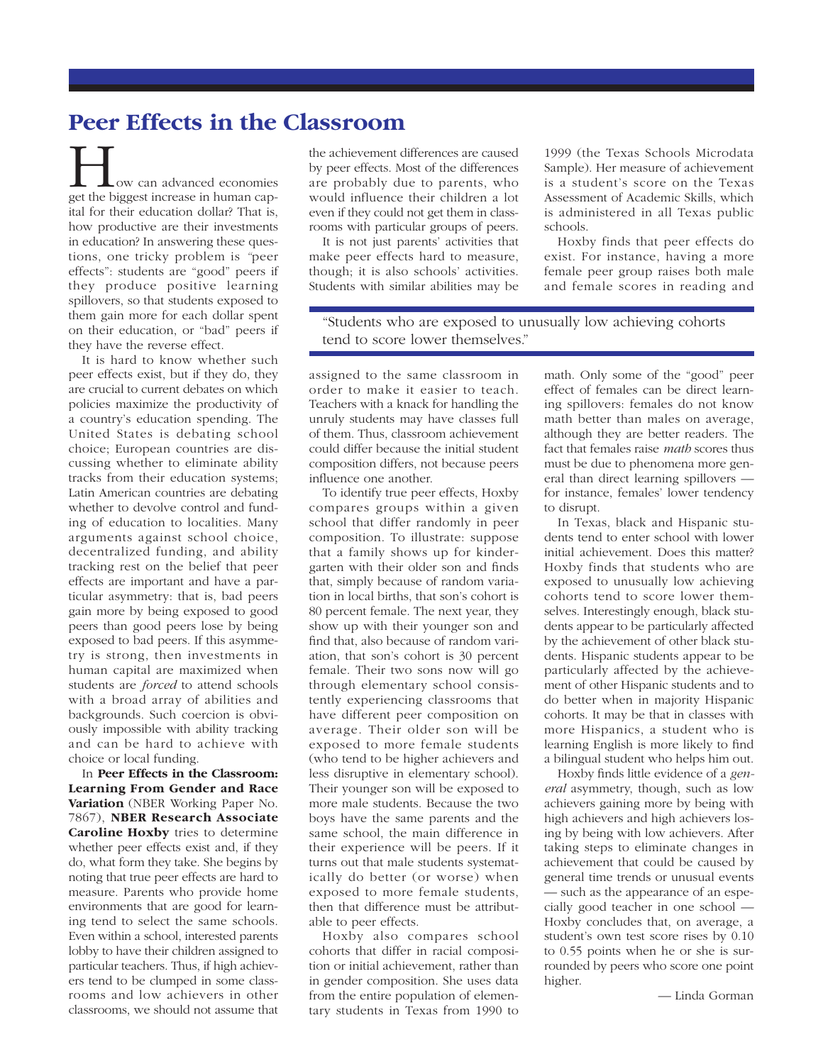# Peer Effects in the Classroom

How can advanced economies get the biggest increase in human capital for their education dollar? That is, how productive are their investments in education? In answering these questions, one tricky problem is "peer effects": students are "good" peers if they produce positive learning spillovers, so that students exposed to them gain more for each dollar spent on their education, or "bad" peers if they have the reverse effect.

It is hard to know whether such peer effects exist, but if they do, they are crucial to current debates on which policies maximize the productivity of a country's education spending. The United States is debating school choice; European countries are discussing whether to eliminate ability tracks from their education systems; Latin American countries are debating whether to devolve control and funding of education to localities. Many arguments against school choice, decentralized funding, and ability tracking rest on the belief that peer effects are important and have a particular asymmetry: that is, bad peers gain more by being exposed to good peers than good peers lose by being exposed to bad peers. If this asymmetry is strong, then investments in human capital are maximized when students are *forced* to attend schools with a broad array of abilities and backgrounds. Such coercion is obviously impossible with ability tracking and can be hard to achieve with choice or local funding.

In **Peer Effects in the Classroom: Learning From Gender and Race Variation** (NBER Working Paper No. 7867), **NBER Research Associate Caroline Hoxby** tries to determine whether peer effects exist and, if they do, what form they take. She begins by noting that true peer effects are hard to measure. Parents who provide home environments that are good for learning tend to select the same schools. Even within a school, interested parents lobby to have their children assigned to particular teachers. Thus, if high achievers tend to be clumped in some classrooms and low achievers in other classrooms, we should not assume that the achievement differences are caused by peer effects. Most of the differences are probably due to parents, who would influence their children a lot even if they could not get them in classrooms with particular groups of peers.

It is not just parents' activities that make peer effects hard to measure, though; it is also schools' activities. Students with similar abilities may be assigned to the same classroom in order to make it easier to teach. Teachers with a knack for handling the unruly students may have classes full of them. Thus, classroom achievement could differ because the initial student composition differs, not because peers influence one another.

> "Students who are exposed to unusually low achieving cohorts tend to score lower themselves."

To identify true peer effects, Hoxby compares groups within a given school that differ randomly in peer composition. To illustrate: suppose that a family shows up for kindergarten with their older son and finds that, simply because of random variation in local births, that son's cohort is 80 percent female. The next year, they show up with their younger son and find that, also because of random variation, that son's cohort is 30 percent female. Their two sons now will go through elementary school consistently experiencing classrooms that have different peer composition on average. Their older son will be exposed to more female students (who tend to be higher achievers and less disruptive in elementary school). Their younger son will be exposed to more male students. Because the two boys have the same parents and the same school, the main difference in their experience will be peers. If it turns out that male students systematically do better (or worse) when exposed to more female students, then that difference must be attributable to peer effects.

Hoxby also compares school cohorts that differ in racial composition or initial achievement, rather than in gender composition. She uses data from the entire population of elementary students in Texas from 1990 to 1999 (the Texas Schools Microdata Sample). Her measure of achievement is a student's score on the Texas Assessment of Academic Skills, which is administered in all Texas public schools.

Hoxby finds that peer effects do exist. For instance, having a more female peer group raises both male and female scores in reading and math. Only some of the "good" peer effect of females can be direct learning spillovers: females do not know math better than males on average, although they are better readers. The fact that females raise *math* scores thus must be due to phenomena more general than direct learning spillovers — for instance, females' lower tendency to disrupt.

In Texas, black and Hispanic students tend to enter school with lower initial achievement. Does this matter? Hoxby finds that students who are exposed to unusually low achieving cohorts tend to score lower themselves. Interestingly enough, black students appear to be particularly affected by the achievement of other black students. Hispanic students appear to be particularly affected by the achievement of other Hispanic students and to do better when in majority Hispanic cohorts. It may be that in classes with more Hispanics, a student who is learning English is more likely to find a bilingual student who helps him out.

Hoxby finds little evidence of a *general* asymmetry, though, such as low achievers gaining more by being with high achievers and high achievers losing by being with low achievers. After taking steps to eliminate changes in achievement that could be caused by general time trends or unusual events — such as the appearance of an especially good teacher in one school — Hoxby concludes that, on average, a student's own test score rises by 0.10 to 0.55 points when he or she is surrounded by peers who score one point higher.

— Linda Gorman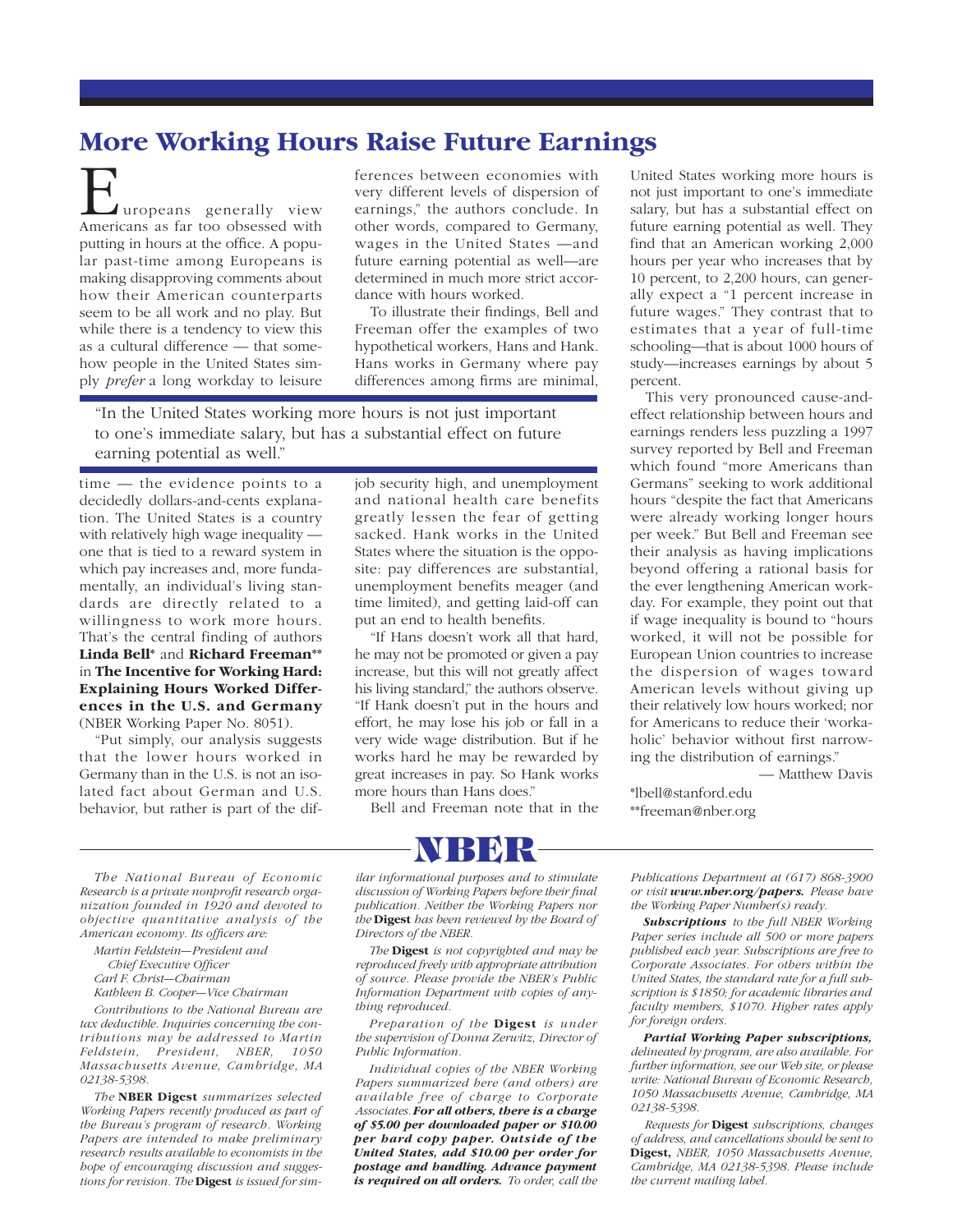## More Working Hours Raise Future Earnings

Europeans generally view Americans as far too obsessed with putting in hours at the office. A popular past-time among Europeans is making disapproving comments about how their American counterparts seem to be all work and no play. But while there is a tendency to view this as a cultural difference — that somehow people in the United States simply *prefer* a long workday to leisure time — the evidence points to a decidedly dollars-and-cents explanation. The United States is a country with relatively high wage inequality — one that is tied to a reward system in which pay increases and, more fundamentally, an individual's living standards are directly related to a willingness to work more hours. That's the central finding of authors **Linda Bell*** and **Richard Freeman**** in **The Incentive for Working Hard: Explaining Hours Worked Differences in the U.S. and Germany** (NBER Working Paper No. 8051).

"Put simply, our analysis suggests that the lower hours worked in Germany than in the U.S. is not an isolated fact about German and U.S. behavior, but rather is part of the differences between economies with very different levels of dispersion of earnings," the authors conclude. In other words, compared to Germany, wages in the United States —and future earning potential as well—are determined in much more strict accordance with hours worked.

To illustrate their findings, Bell and Freeman offer the examples of two hypothetical workers, Hans and Hank. Hans works in Germany where pay differences among firms are minimal, job security high, and unemployment and national health care benefits greatly lessen the fear of getting sacked. Hank works in the United States where the situation is the opposite: pay differences are substantial, unemployment benefits meager (and time limited), and getting laid-off can put an end to health benefits.

> "In the United States working more hours is not just important to one's immediate salary, but has a substantial effect on future earning potential as well."

"If Hans doesn't work all that hard, he may not be promoted or given a pay increase, but this will not greatly affect his living standard," the authors observe. "If Hank doesn't put in the hours and effort, he may lose his job or fall in a very wide wage distribution. But if he works hard he may be rewarded by great increases in pay. So Hank works more hours than Hans does."

Bell and Freeman note that in the United States working more hours is not just important to one's immediate salary, but has a substantial effect on future earning potential as well. They find that an American working 2,000 hours per year who increases that by 10 percent, to 2,200 hours, can generally expect a "1 percent increase in future wages." They contrast that to estimates that a year of full-time schooling—that is about 1000 hours of study—increases earnings by about 5 percent.

This very pronounced cause-and-effect relationship between hours and earnings renders less puzzling a 1997 survey reported by Bell and Freeman which found "more Americans than Germans" seeking to work additional hours "despite the fact that Americans were already working longer hours per week." But Bell and Freeman see their analysis as having implications beyond offering a rational basis for the ever lengthening American workday. For example, they point out that if wage inequality is bound to "hours worked, it will not be possible for European Union countries to increase the dispersion of wages toward American levels without giving up their relatively low hours worked; nor for Americans to reduce their 'workaholic' behavior without first narrowing the distribution of earnings."

— Matthew Davis

*lbell@stanford.edu
**freeman@nber.org

---

**NBER**

*The National Bureau of Economic Research is a private nonprofit research organization founded in 1920 and devoted to objective quantitative analysis of the American economy. Its officers are:*

*Martin Feldstein—President and Chief Executive Officer*
*Carl F. Christ—Chairman*
*Kathleen B. Cooper—Vice Chairman*

*Contributions to the National Bureau are tax deductible. Inquiries concerning the contributions may be addressed to Martin Feldstein, President, NBER, 1050 Massachusetts Avenue, Cambridge, MA 02138-5398.*

*The* **NBER Digest** *summarizes selected Working Papers recently produced as part of the Bureau's program of research. Working Papers are intended to make preliminary research results available to economists in the hope of encouraging discussion and suggestions for revision. The* **Digest** *is issued for similar informational purposes and to stimulate discussion of Working Papers before their final publication. Neither the Working Papers nor the* **Digest** *has been reviewed by the Board of Directors of the NBER.*

*The* **Digest** *is not copyrighted and may be reproduced freely with appropriate attribution of source. Please provide the NBER's Public Information Department with copies of anything reproduced.*

*Preparation of the* **Digest** *is under the supervision of Donna Zerwitz, Director of Public Information.*

*Individual copies of the NBER Working Papers summarized here (and others) are available free of charge to Corporate Associates.* ***For all others, there is a charge of $5.00 per downloaded paper or $10.00 per hard copy paper. Outside of the United States, add $10.00 per order for postage and handling. Advance payment is required on all orders.*** *To order, call the Publications Department at (617) 868-3900 or visit* ***www.nber.org/papers.*** *Please have the Working Paper Number(s) ready.*

***Subscriptions*** *to the full NBER Working Paper series include all 500 or more papers published each year. Subscriptions are free to Corporate Associates. For others within the United States, the standard rate for a full subscription is $1850; for academic libraries and faculty members, $1070. Higher rates apply for foreign orders.*

***Partial Working Paper subscriptions,*** *delineated by program, are also available. For further information, see our Web site, or please write: National Bureau of Economic Research, 1050 Massachusetts Avenue, Cambridge, MA 02138-5398.*

*Requests for* **Digest** *subscriptions, changes of address, and cancellations should be sent to* **Digest,** *NBER, 1050 Massachusetts Avenue, Cambridge, MA 02138-5398. Please include the current mailing label.*